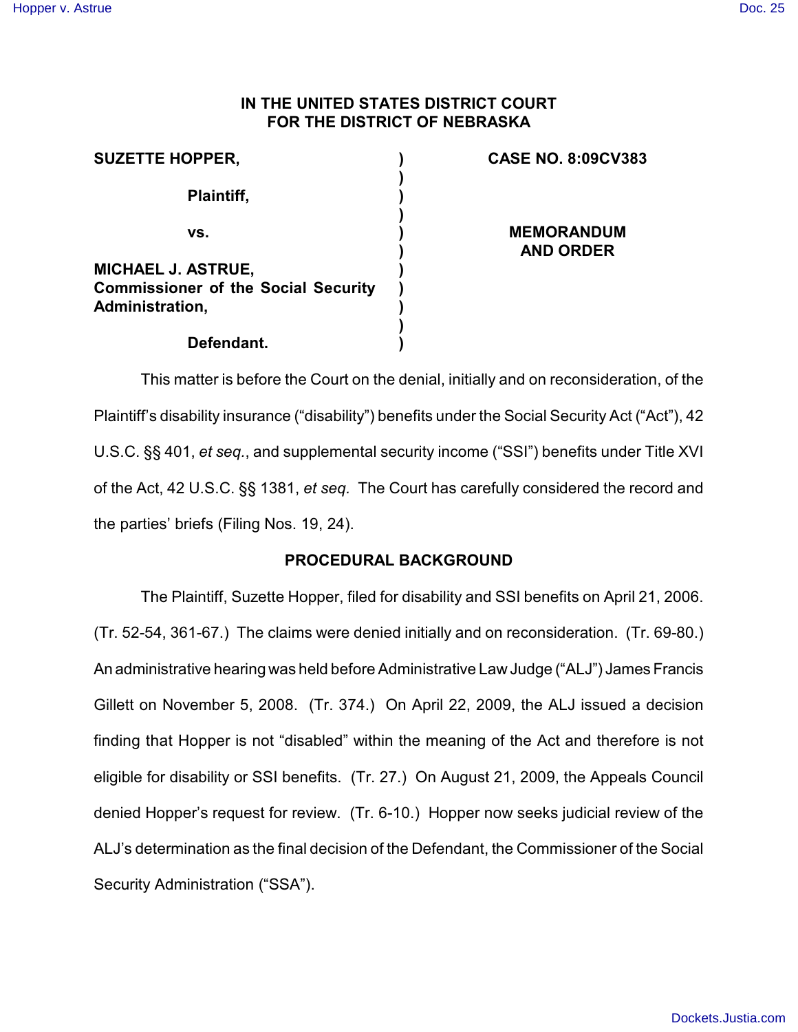**IN THE UNITED STATES DISTRICT COURT**
**FOR THE DISTRICT OF NEBRASKA**

| | | |
|---|---|---|
| **SUZETTE HOPPER,** | ) | **CASE NO. 8:09CV383** |
| | ) | |
| **Plaintiff,** | ) | |
| | ) | |
| **vs.** | ) | **MEMORANDUM AND ORDER** |
| | ) | |
| **MICHAEL J. ASTRUE, Commissioner of the Social Security Administration,** | ) | |
| | ) | |
| **Defendant.** | ) | |

This matter is before the Court on the denial, initially and on reconsideration, of the Plaintiff's disability insurance ("disability") benefits under the Social Security Act ("Act"), 42 U.S.C. §§ 401, *et seq.*, and supplemental security income ("SSI") benefits under Title XVI of the Act, 42 U.S.C. §§ 1381, *et seq.* The Court has carefully considered the record and the parties' briefs (Filing Nos. 19, 24).

## PROCEDURAL BACKGROUND

The Plaintiff, Suzette Hopper, filed for disability and SSI benefits on April 21, 2006. (Tr. 52-54, 361-67.) The claims were denied initially and on reconsideration. (Tr. 69-80.) An administrative hearing was held before Administrative Law Judge ("ALJ") James Francis Gillett on November 5, 2008. (Tr. 374.) On April 22, 2009, the ALJ issued a decision finding that Hopper is not "disabled" within the meaning of the Act and therefore is not eligible for disability or SSI benefits. (Tr. 27.) On August 21, 2009, the Appeals Council denied Hopper's request for review. (Tr. 6-10.) Hopper now seeks judicial review of the ALJ's determination as the final decision of the Defendant, the Commissioner of the Social Security Administration ("SSA").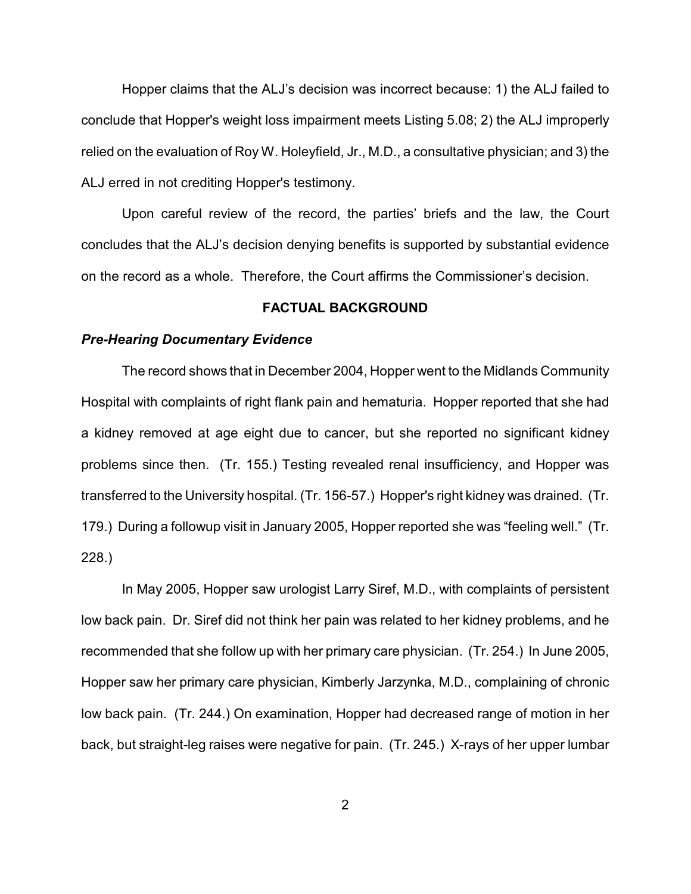Hopper claims that the ALJ's decision was incorrect because: 1) the ALJ failed to conclude that Hopper's weight loss impairment meets Listing 5.08; 2) the ALJ improperly relied on the evaluation of Roy W. Holeyfield, Jr., M.D., a consultative physician; and 3) the ALJ erred in not crediting Hopper's testimony.

Upon careful review of the record, the parties' briefs and the law, the Court concludes that the ALJ's decision denying benefits is supported by substantial evidence on the record as a whole. Therefore, the Court affirms the Commissioner's decision.

## FACTUAL BACKGROUND

### *Pre-Hearing Documentary Evidence*

The record shows that in December 2004, Hopper went to the Midlands Community Hospital with complaints of right flank pain and hematuria. Hopper reported that she had a kidney removed at age eight due to cancer, but she reported no significant kidney problems since then. (Tr. 155.) Testing revealed renal insufficiency, and Hopper was transferred to the University hospital. (Tr. 156-57.) Hopper's right kidney was drained. (Tr. 179.) During a followup visit in January 2005, Hopper reported she was "feeling well." (Tr. 228.)

In May 2005, Hopper saw urologist Larry Siref, M.D., with complaints of persistent low back pain. Dr. Siref did not think her pain was related to her kidney problems, and he recommended that she follow up with her primary care physician. (Tr. 254.) In June 2005, Hopper saw her primary care physician, Kimberly Jarzynka, M.D., complaining of chronic low back pain. (Tr. 244.) On examination, Hopper had decreased range of motion in her back, but straight-leg raises were negative for pain. (Tr. 245.) X-rays of her upper lumbar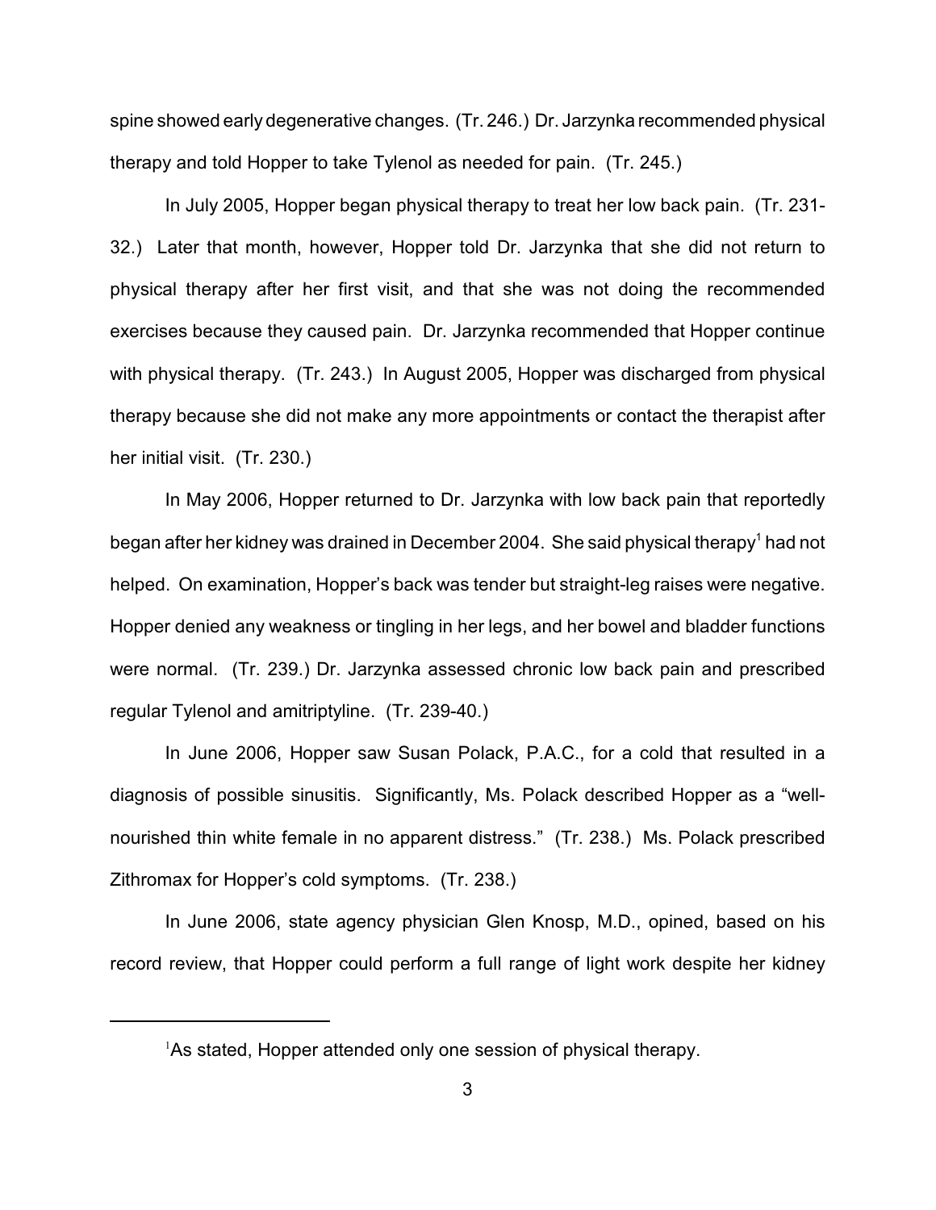spine showed early degenerative changes. (Tr. 246.) Dr. Jarzynka recommended physical therapy and told Hopper to take Tylenol as needed for pain. (Tr. 245.)

In July 2005, Hopper began physical therapy to treat her low back pain. (Tr. 231-32.) Later that month, however, Hopper told Dr. Jarzynka that she did not return to physical therapy after her first visit, and that she was not doing the recommended exercises because they caused pain. Dr. Jarzynka recommended that Hopper continue with physical therapy. (Tr. 243.) In August 2005, Hopper was discharged from physical therapy because she did not make any more appointments or contact the therapist after her initial visit. (Tr. 230.)

In May 2006, Hopper returned to Dr. Jarzynka with low back pain that reportedly began after her kidney was drained in December 2004. She said physical therapy[1] had not helped. On examination, Hopper's back was tender but straight-leg raises were negative. Hopper denied any weakness or tingling in her legs, and her bowel and bladder functions were normal. (Tr. 239.) Dr. Jarzynka assessed chronic low back pain and prescribed regular Tylenol and amitriptyline. (Tr. 239-40.)

In June 2006, Hopper saw Susan Polack, P.A.C., for a cold that resulted in a diagnosis of possible sinusitis. Significantly, Ms. Polack described Hopper as a "well-nourished thin white female in no apparent distress." (Tr. 238.) Ms. Polack prescribed Zithromax for Hopper's cold symptoms. (Tr. 238.)

In June 2006, state agency physician Glen Knosp, M.D., opined, based on his record review, that Hopper could perform a full range of light work despite her kidney

[1] As stated, Hopper attended only one session of physical therapy.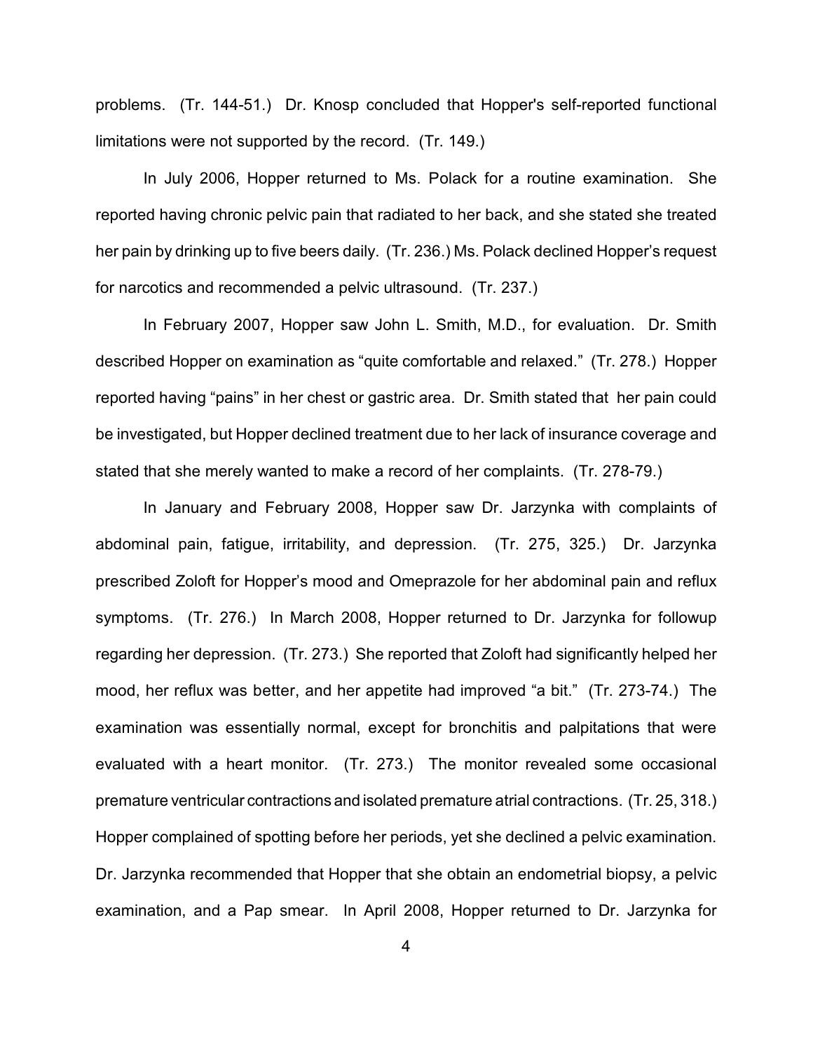problems. (Tr. 144-51.) Dr. Knosp concluded that Hopper's self-reported functional limitations were not supported by the record. (Tr. 149.)

In July 2006, Hopper returned to Ms. Polack for a routine examination. She reported having chronic pelvic pain that radiated to her back, and she stated she treated her pain by drinking up to five beers daily. (Tr. 236.) Ms. Polack declined Hopper's request for narcotics and recommended a pelvic ultrasound. (Tr. 237.)

In February 2007, Hopper saw John L. Smith, M.D., for evaluation. Dr. Smith described Hopper on examination as "quite comfortable and relaxed." (Tr. 278.) Hopper reported having "pains" in her chest or gastric area. Dr. Smith stated that her pain could be investigated, but Hopper declined treatment due to her lack of insurance coverage and stated that she merely wanted to make a record of her complaints. (Tr. 278-79.)

In January and February 2008, Hopper saw Dr. Jarzynka with complaints of abdominal pain, fatigue, irritability, and depression. (Tr. 275, 325.) Dr. Jarzynka prescribed Zoloft for Hopper's mood and Omeprazole for her abdominal pain and reflux symptoms. (Tr. 276.) In March 2008, Hopper returned to Dr. Jarzynka for followup regarding her depression. (Tr. 273.) She reported that Zoloft had significantly helped her mood, her reflux was better, and her appetite had improved "a bit." (Tr. 273-74.) The examination was essentially normal, except for bronchitis and palpitations that were evaluated with a heart monitor. (Tr. 273.) The monitor revealed some occasional premature ventricular contractions and isolated premature atrial contractions. (Tr. 25, 318.) Hopper complained of spotting before her periods, yet she declined a pelvic examination. Dr. Jarzynka recommended that Hopper that she obtain an endometrial biopsy, a pelvic examination, and a Pap smear. In April 2008, Hopper returned to Dr. Jarzynka for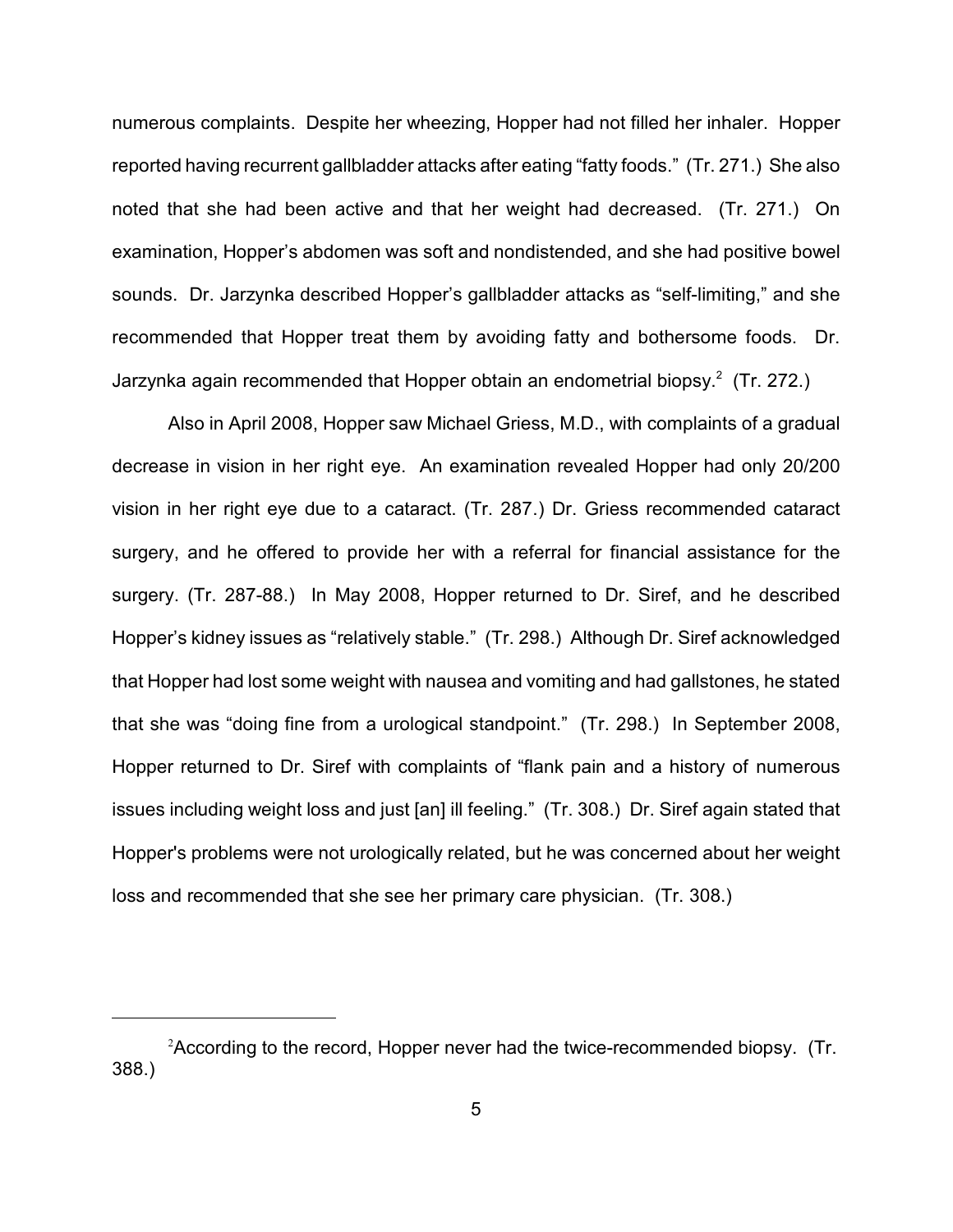numerous complaints. Despite her wheezing, Hopper had not filled her inhaler. Hopper reported having recurrent gallbladder attacks after eating "fatty foods." (Tr. 271.) She also noted that she had been active and that her weight had decreased. (Tr. 271.) On examination, Hopper's abdomen was soft and nondistended, and she had positive bowel sounds. Dr. Jarzynka described Hopper's gallbladder attacks as "self-limiting," and she recommended that Hopper treat them by avoiding fatty and bothersome foods. Dr. Jarzynka again recommended that Hopper obtain an endometrial biopsy.[2] (Tr. 272.)

Also in April 2008, Hopper saw Michael Griess, M.D., with complaints of a gradual decrease in vision in her right eye. An examination revealed Hopper had only 20/200 vision in her right eye due to a cataract. (Tr. 287.) Dr. Griess recommended cataract surgery, and he offered to provide her with a referral for financial assistance for the surgery. (Tr. 287-88.) In May 2008, Hopper returned to Dr. Siref, and he described Hopper's kidney issues as "relatively stable." (Tr. 298.) Although Dr. Siref acknowledged that Hopper had lost some weight with nausea and vomiting and had gallstones, he stated that she was "doing fine from a urological standpoint." (Tr. 298.) In September 2008, Hopper returned to Dr. Siref with complaints of "flank pain and a history of numerous issues including weight loss and just [an] ill feeling." (Tr. 308.) Dr. Siref again stated that Hopper's problems were not urologically related, but he was concerned about her weight loss and recommended that she see her primary care physician. (Tr. 308.)

[2] According to the record, Hopper never had the twice-recommended biopsy. (Tr. 388.)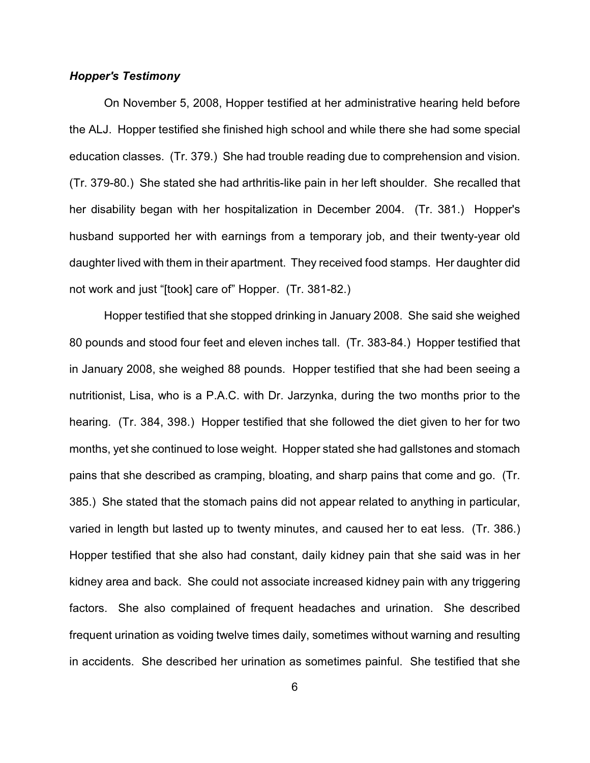***Hopper's Testimony***

On November 5, 2008, Hopper testified at her administrative hearing held before the ALJ. Hopper testified she finished high school and while there she had some special education classes. (Tr. 379.) She had trouble reading due to comprehension and vision. (Tr. 379-80.) She stated she had arthritis-like pain in her left shoulder. She recalled that her disability began with her hospitalization in December 2004. (Tr. 381.) Hopper's husband supported her with earnings from a temporary job, and their twenty-year old daughter lived with them in their apartment. They received food stamps. Her daughter did not work and just "[took] care of" Hopper. (Tr. 381-82.)

Hopper testified that she stopped drinking in January 2008. She said she weighed 80 pounds and stood four feet and eleven inches tall. (Tr. 383-84.) Hopper testified that in January 2008, she weighed 88 pounds. Hopper testified that she had been seeing a nutritionist, Lisa, who is a P.A.C. with Dr. Jarzynka, during the two months prior to the hearing. (Tr. 384, 398.) Hopper testified that she followed the diet given to her for two months, yet she continued to lose weight. Hopper stated she had gallstones and stomach pains that she described as cramping, bloating, and sharp pains that come and go. (Tr. 385.) She stated that the stomach pains did not appear related to anything in particular, varied in length but lasted up to twenty minutes, and caused her to eat less. (Tr. 386.) Hopper testified that she also had constant, daily kidney pain that she said was in her kidney area and back. She could not associate increased kidney pain with any triggering factors. She also complained of frequent headaches and urination. She described frequent urination as voiding twelve times daily, sometimes without warning and resulting in accidents. She described her urination as sometimes painful. She testified that she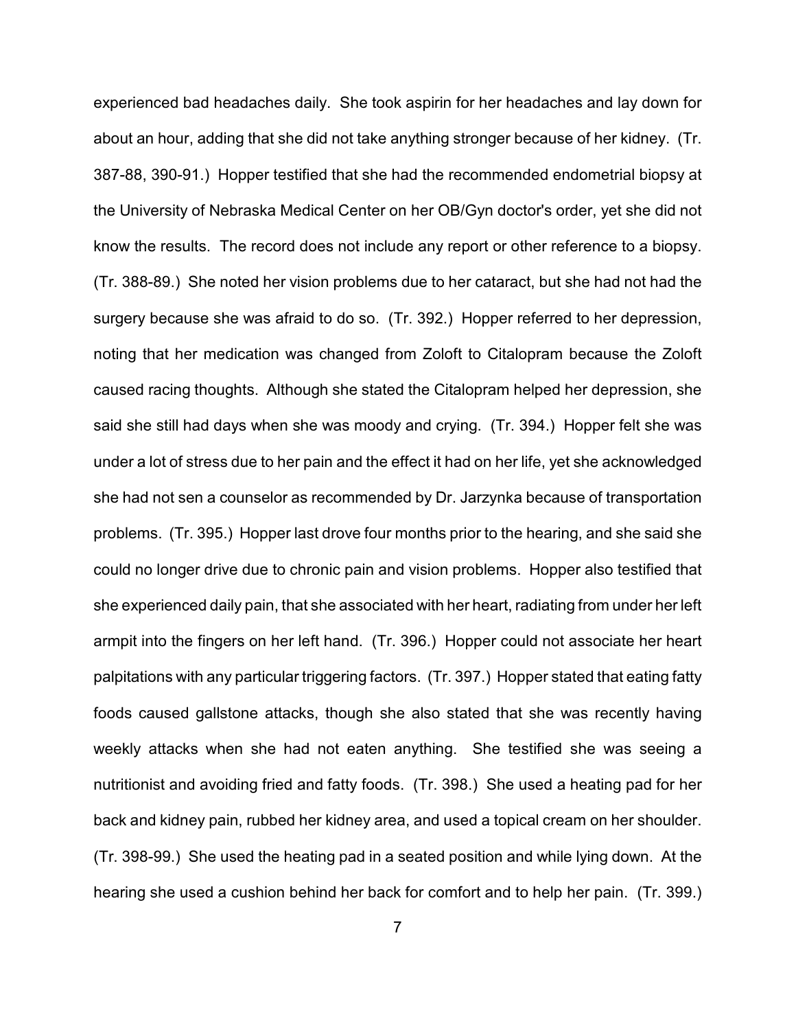experienced bad headaches daily. She took aspirin for her headaches and lay down for about an hour, adding that she did not take anything stronger because of her kidney. (Tr. 387-88, 390-91.) Hopper testified that she had the recommended endometrial biopsy at the University of Nebraska Medical Center on her OB/Gyn doctor's order, yet she did not know the results. The record does not include any report or other reference to a biopsy. (Tr. 388-89.) She noted her vision problems due to her cataract, but she had not had the surgery because she was afraid to do so. (Tr. 392.) Hopper referred to her depression, noting that her medication was changed from Zoloft to Citalopram because the Zoloft caused racing thoughts. Although she stated the Citalopram helped her depression, she said she still had days when she was moody and crying. (Tr. 394.) Hopper felt she was under a lot of stress due to her pain and the effect it had on her life, yet she acknowledged she had not sen a counselor as recommended by Dr. Jarzynka because of transportation problems. (Tr. 395.) Hopper last drove four months prior to the hearing, and she said she could no longer drive due to chronic pain and vision problems. Hopper also testified that she experienced daily pain, that she associated with her heart, radiating from under her left armpit into the fingers on her left hand. (Tr. 396.) Hopper could not associate her heart palpitations with any particular triggering factors. (Tr. 397.) Hopper stated that eating fatty foods caused gallstone attacks, though she also stated that she was recently having weekly attacks when she had not eaten anything. She testified she was seeing a nutritionist and avoiding fried and fatty foods. (Tr. 398.) She used a heating pad for her back and kidney pain, rubbed her kidney area, and used a topical cream on her shoulder. (Tr. 398-99.) She used the heating pad in a seated position and while lying down. At the hearing she used a cushion behind her back for comfort and to help her pain. (Tr. 399.)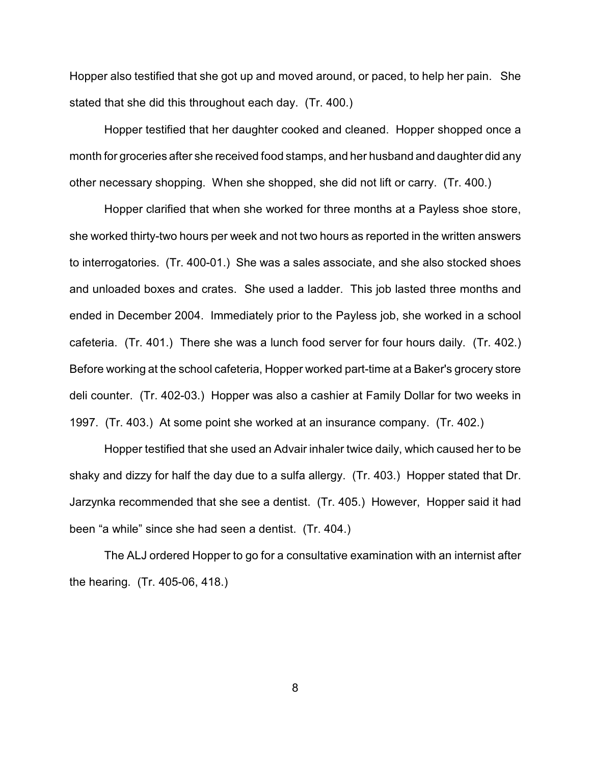Hopper also testified that she got up and moved around, or paced, to help her pain. She stated that she did this throughout each day. (Tr. 400.)

Hopper testified that her daughter cooked and cleaned. Hopper shopped once a month for groceries after she received food stamps, and her husband and daughter did any other necessary shopping. When she shopped, she did not lift or carry. (Tr. 400.)

Hopper clarified that when she worked for three months at a Payless shoe store, she worked thirty-two hours per week and not two hours as reported in the written answers to interrogatories. (Tr. 400-01.) She was a sales associate, and she also stocked shoes and unloaded boxes and crates. She used a ladder. This job lasted three months and ended in December 2004. Immediately prior to the Payless job, she worked in a school cafeteria. (Tr. 401.) There she was a lunch food server for four hours daily. (Tr. 402.) Before working at the school cafeteria, Hopper worked part-time at a Baker's grocery store deli counter. (Tr. 402-03.) Hopper was also a cashier at Family Dollar for two weeks in 1997. (Tr. 403.) At some point she worked at an insurance company. (Tr. 402.)

Hopper testified that she used an Advair inhaler twice daily, which caused her to be shaky and dizzy for half the day due to a sulfa allergy. (Tr. 403.) Hopper stated that Dr. Jarzynka recommended that she see a dentist. (Tr. 405.) However, Hopper said it had been "a while" since she had seen a dentist. (Tr. 404.)

The ALJ ordered Hopper to go for a consultative examination with an internist after the hearing. (Tr. 405-06, 418.)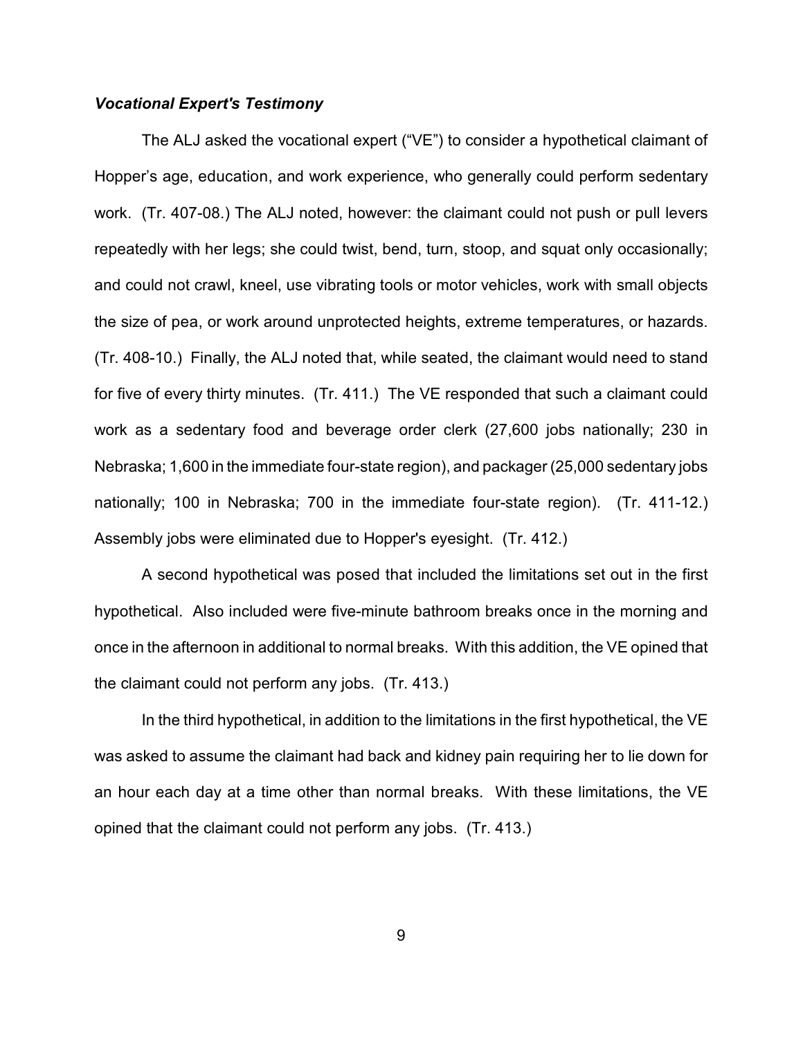### *Vocational Expert's Testimony*

The ALJ asked the vocational expert ("VE") to consider a hypothetical claimant of Hopper's age, education, and work experience, who generally could perform sedentary work. (Tr. 407-08.) The ALJ noted, however: the claimant could not push or pull levers repeatedly with her legs; she could twist, bend, turn, stoop, and squat only occasionally; and could not crawl, kneel, use vibrating tools or motor vehicles, work with small objects the size of pea, or work around unprotected heights, extreme temperatures, or hazards. (Tr. 408-10.) Finally, the ALJ noted that, while seated, the claimant would need to stand for five of every thirty minutes. (Tr. 411.) The VE responded that such a claimant could work as a sedentary food and beverage order clerk (27,600 jobs nationally; 230 in Nebraska; 1,600 in the immediate four-state region), and packager (25,000 sedentary jobs nationally; 100 in Nebraska; 700 in the immediate four-state region). (Tr. 411-12.) Assembly jobs were eliminated due to Hopper's eyesight. (Tr. 412.)

A second hypothetical was posed that included the limitations set out in the first hypothetical. Also included were five-minute bathroom breaks once in the morning and once in the afternoon in additional to normal breaks. With this addition, the VE opined that the claimant could not perform any jobs. (Tr. 413.)

In the third hypothetical, in addition to the limitations in the first hypothetical, the VE was asked to assume the claimant had back and kidney pain requiring her to lie down for an hour each day at a time other than normal breaks. With these limitations, the VE opined that the claimant could not perform any jobs. (Tr. 413.)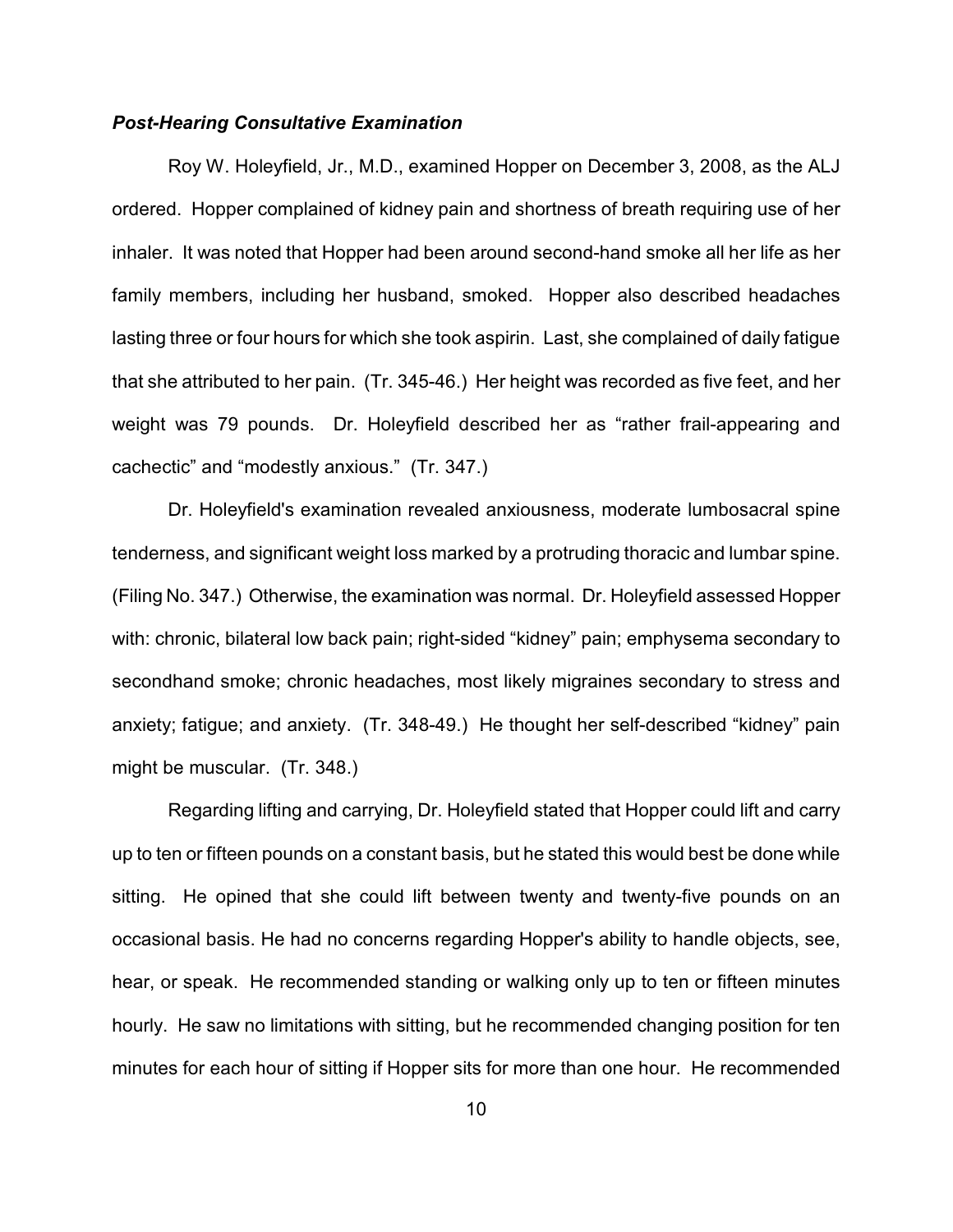***Post-Hearing Consultative Examination***

Roy W. Holeyfield, Jr., M.D., examined Hopper on December 3, 2008, as the ALJ ordered. Hopper complained of kidney pain and shortness of breath requiring use of her inhaler. It was noted that Hopper had been around second-hand smoke all her life as her family members, including her husband, smoked. Hopper also described headaches lasting three or four hours for which she took aspirin. Last, she complained of daily fatigue that she attributed to her pain. (Tr. 345-46.) Her height was recorded as five feet, and her weight was 79 pounds. Dr. Holeyfield described her as "rather frail-appearing and cachectic" and "modestly anxious." (Tr. 347.)

Dr. Holeyfield's examination revealed anxiousness, moderate lumbosacral spine tenderness, and significant weight loss marked by a protruding thoracic and lumbar spine. (Filing No. 347.) Otherwise, the examination was normal. Dr. Holeyfield assessed Hopper with: chronic, bilateral low back pain; right-sided "kidney" pain; emphysema secondary to secondhand smoke; chronic headaches, most likely migraines secondary to stress and anxiety; fatigue; and anxiety. (Tr. 348-49.) He thought her self-described "kidney" pain might be muscular. (Tr. 348.)

Regarding lifting and carrying, Dr. Holeyfield stated that Hopper could lift and carry up to ten or fifteen pounds on a constant basis, but he stated this would best be done while sitting. He opined that she could lift between twenty and twenty-five pounds on an occasional basis. He had no concerns regarding Hopper's ability to handle objects, see, hear, or speak. He recommended standing or walking only up to ten or fifteen minutes hourly. He saw no limitations with sitting, but he recommended changing position for ten minutes for each hour of sitting if Hopper sits for more than one hour. He recommended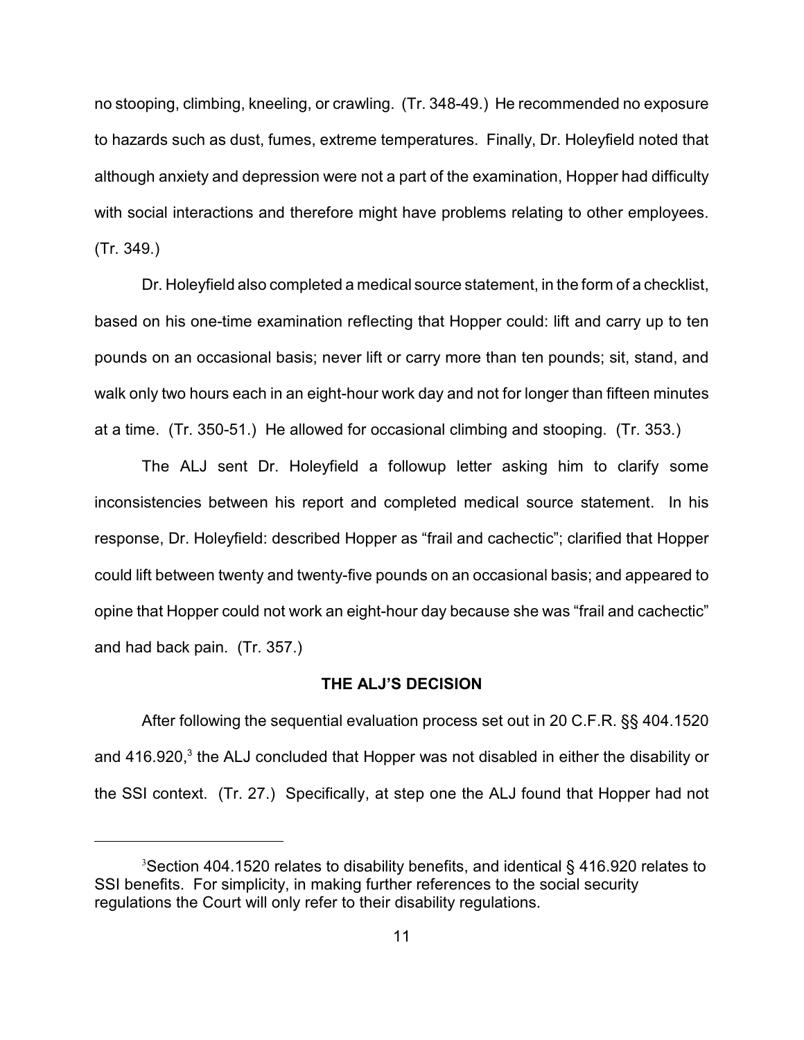no stooping, climbing, kneeling, or crawling. (Tr. 348-49.) He recommended no exposure to hazards such as dust, fumes, extreme temperatures. Finally, Dr. Holeyfield noted that although anxiety and depression were not a part of the examination, Hopper had difficulty with social interactions and therefore might have problems relating to other employees. (Tr. 349.)

Dr. Holeyfield also completed a medical source statement, in the form of a checklist, based on his one-time examination reflecting that Hopper could: lift and carry up to ten pounds on an occasional basis; never lift or carry more than ten pounds; sit, stand, and walk only two hours each in an eight-hour work day and not for longer than fifteen minutes at a time. (Tr. 350-51.) He allowed for occasional climbing and stooping. (Tr. 353.)

The ALJ sent Dr. Holeyfield a followup letter asking him to clarify some inconsistencies between his report and completed medical source statement. In his response, Dr. Holeyfield: described Hopper as "frail and cachectic"; clarified that Hopper could lift between twenty and twenty-five pounds on an occasional basis; and appeared to opine that Hopper could not work an eight-hour day because she was "frail and cachectic" and had back pain. (Tr. 357.)

## THE ALJ'S DECISION

After following the sequential evaluation process set out in 20 C.F.R. §§ 404.1520 and 416.920,[3] the ALJ concluded that Hopper was not disabled in either the disability or the SSI context. (Tr. 27.) Specifically, at step one the ALJ found that Hopper had not

---

[3]Section 404.1520 relates to disability benefits, and identical § 416.920 relates to SSI benefits. For simplicity, in making further references to the social security regulations the Court will only refer to their disability regulations.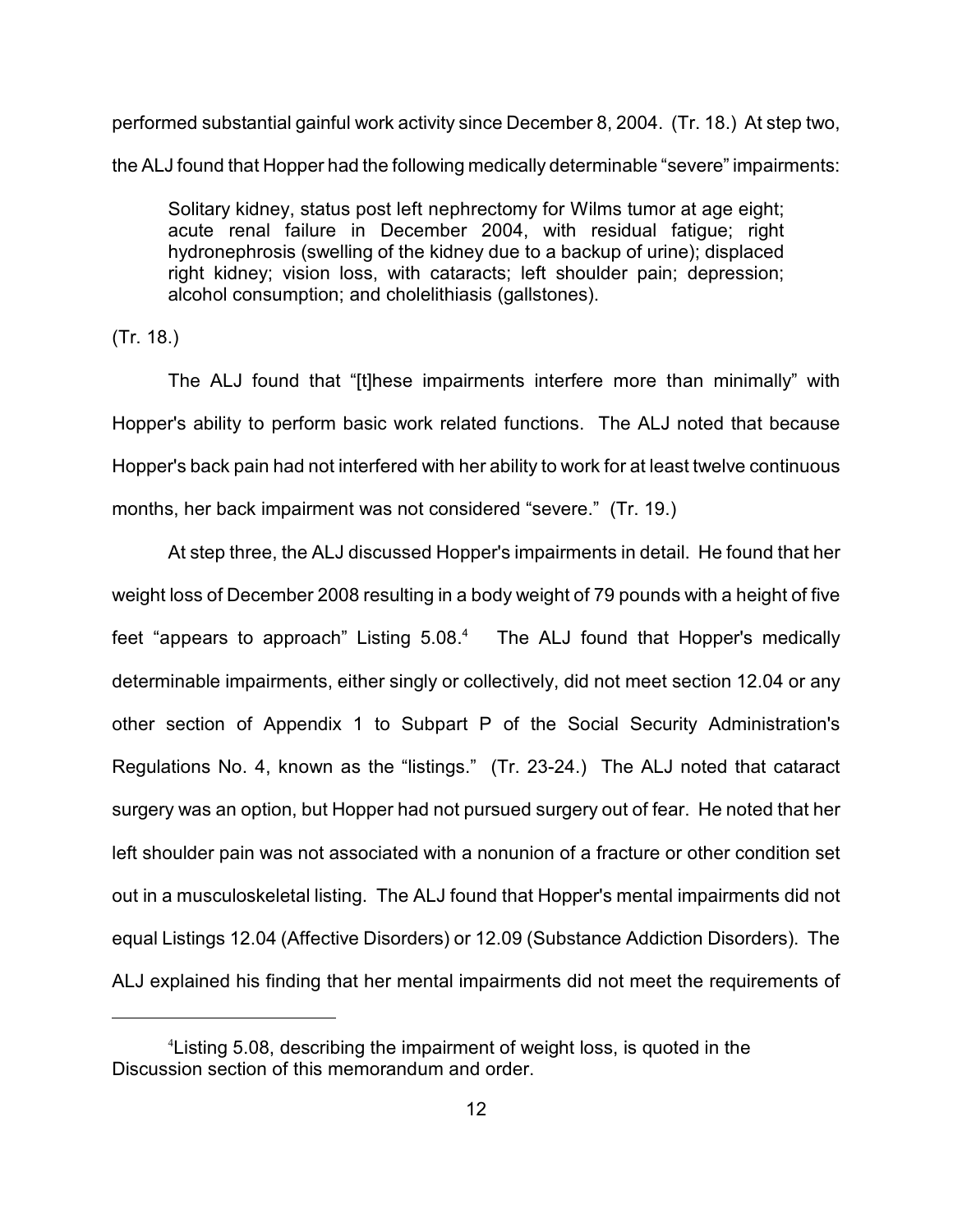performed substantial gainful work activity since December 8, 2004. (Tr. 18.) At step two, the ALJ found that Hopper had the following medically determinable "severe" impairments:

> Solitary kidney, status post left nephrectomy for Wilms tumor at age eight; acute renal failure in December 2004, with residual fatigue; right hydronephrosis (swelling of the kidney due to a backup of urine); displaced right kidney; vision loss, with cataracts; left shoulder pain; depression; alcohol consumption; and cholelithiasis (gallstones).

(Tr. 18.)

The ALJ found that "[t]hese impairments interfere more than minimally" with Hopper's ability to perform basic work related functions. The ALJ noted that because Hopper's back pain had not interfered with her ability to work for at least twelve continuous months, her back impairment was not considered "severe." (Tr. 19.)

At step three, the ALJ discussed Hopper's impairments in detail. He found that her weight loss of December 2008 resulting in a body weight of 79 pounds with a height of five feet "appears to approach" Listing 5.08.[4] The ALJ found that Hopper's medically determinable impairments, either singly or collectively, did not meet section 12.04 or any other section of Appendix 1 to Subpart P of the Social Security Administration's Regulations No. 4, known as the "listings." (Tr. 23-24.) The ALJ noted that cataract surgery was an option, but Hopper had not pursued surgery out of fear. He noted that her left shoulder pain was not associated with a nonunion of a fracture or other condition set out in a musculoskeletal listing. The ALJ found that Hopper's mental impairments did not equal Listings 12.04 (Affective Disorders) or 12.09 (Substance Addiction Disorders). The ALJ explained his finding that her mental impairments did not meet the requirements of

[4] Listing 5.08, describing the impairment of weight loss, is quoted in the Discussion section of this memorandum and order.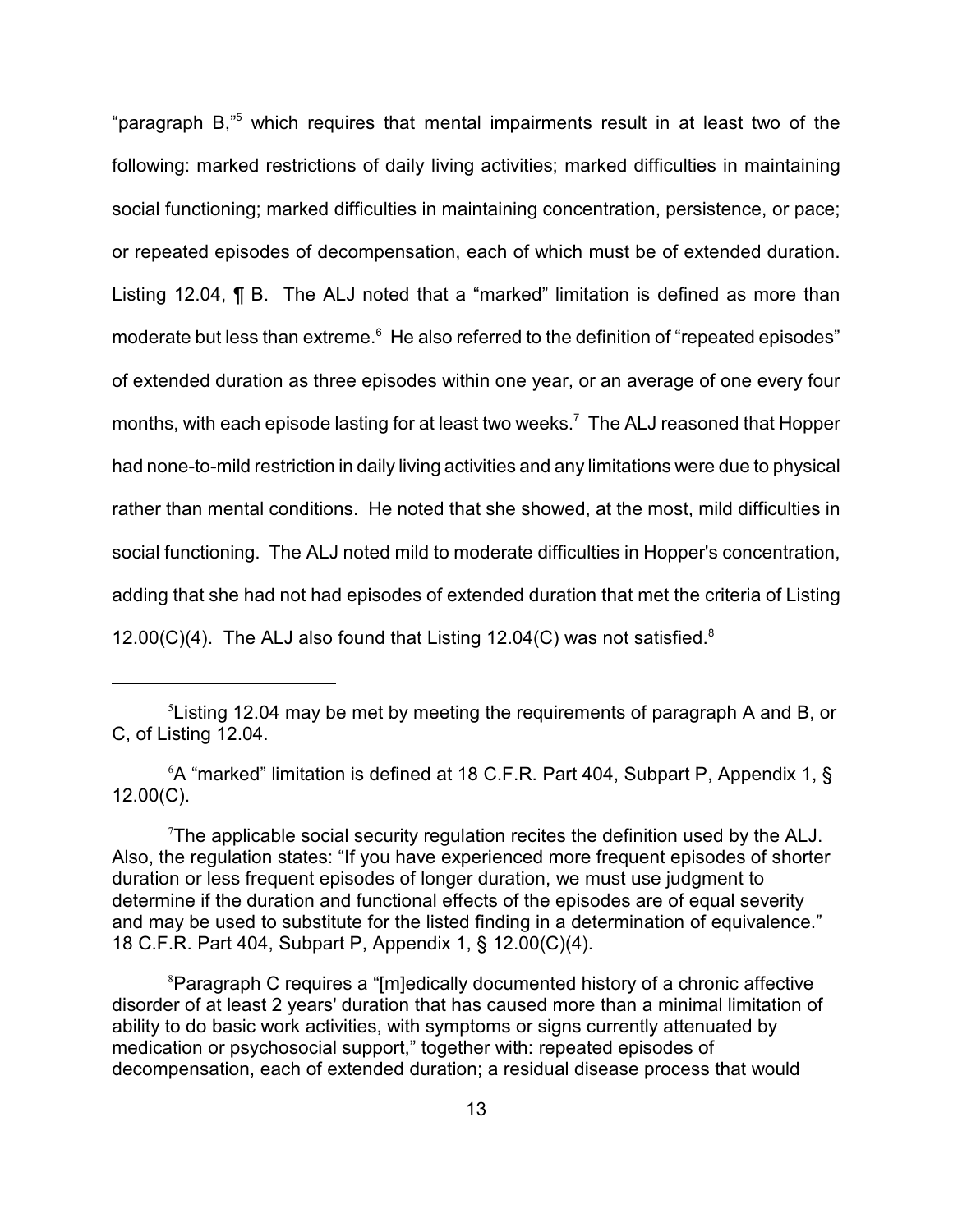"paragraph B,"[5] which requires that mental impairments result in at least two of the following: marked restrictions of daily living activities; marked difficulties in maintaining social functioning; marked difficulties in maintaining concentration, persistence, or pace; or repeated episodes of decompensation, each of which must be of extended duration. Listing 12.04, ¶ B. The ALJ noted that a "marked" limitation is defined as more than moderate but less than extreme.[6] He also referred to the definition of "repeated episodes" of extended duration as three episodes within one year, or an average of one every four months, with each episode lasting for at least two weeks.[7] The ALJ reasoned that Hopper had none-to-mild restriction in daily living activities and any limitations were due to physical rather than mental conditions. He noted that she showed, at the most, mild difficulties in social functioning. The ALJ noted mild to moderate difficulties in Hopper's concentration, adding that she had not had episodes of extended duration that met the criteria of Listing 12.00(C)(4). The ALJ also found that Listing 12.04(C) was not satisfied.[8]

---

[5]Listing 12.04 may be met by meeting the requirements of paragraph A and B, or C, of Listing 12.04.

[6]A "marked" limitation is defined at 18 C.F.R. Part 404, Subpart P, Appendix 1, § 12.00(C).

[7]The applicable social security regulation recites the definition used by the ALJ. Also, the regulation states: "If you have experienced more frequent episodes of shorter duration or less frequent episodes of longer duration, we must use judgment to determine if the duration and functional effects of the episodes are of equal severity and may be used to substitute for the listed finding in a determination of equivalence." 18 C.F.R. Part 404, Subpart P, Appendix 1, § 12.00(C)(4).

[8]Paragraph C requires a "[m]edically documented history of a chronic affective disorder of at least 2 years' duration that has caused more than a minimal limitation of ability to do basic work activities, with symptoms or signs currently attenuated by medication or psychosocial support," together with: repeated episodes of decompensation, each of extended duration; a residual disease process that would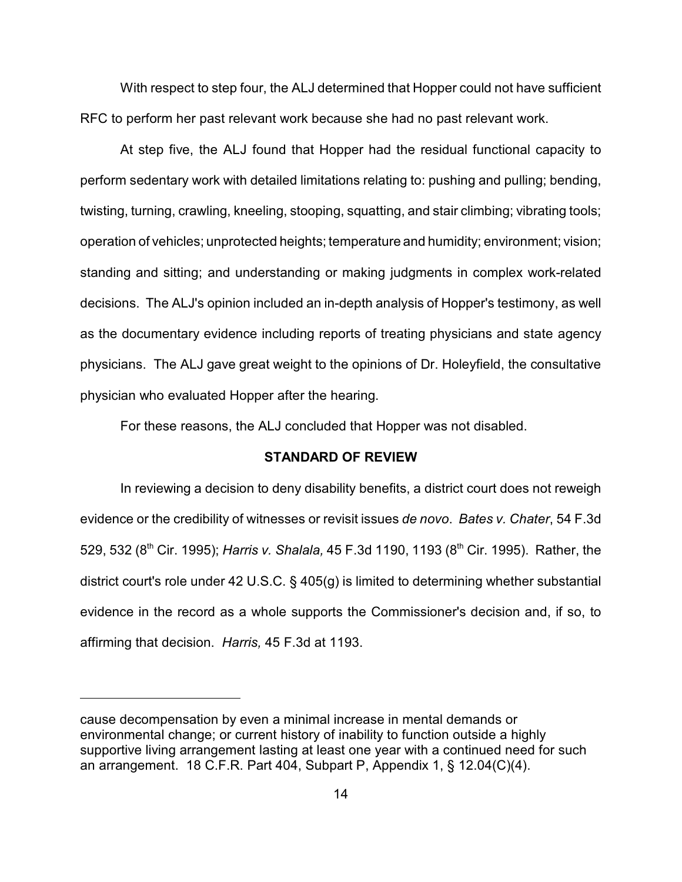With respect to step four, the ALJ determined that Hopper could not have sufficient RFC to perform her past relevant work because she had no past relevant work.

At step five, the ALJ found that Hopper had the residual functional capacity to perform sedentary work with detailed limitations relating to: pushing and pulling; bending, twisting, turning, crawling, kneeling, stooping, squatting, and stair climbing; vibrating tools; operation of vehicles; unprotected heights; temperature and humidity; environment; vision; standing and sitting; and understanding or making judgments in complex work-related decisions. The ALJ's opinion included an in-depth analysis of Hopper's testimony, as well as the documentary evidence including reports of treating physicians and state agency physicians. The ALJ gave great weight to the opinions of Dr. Holeyfield, the consultative physician who evaluated Hopper after the hearing.

For these reasons, the ALJ concluded that Hopper was not disabled.

## STANDARD OF REVIEW

In reviewing a decision to deny disability benefits, a district court does not reweigh evidence or the credibility of witnesses or revisit issues *de novo*. *Bates v. Chater*, 54 F.3d 529, 532 (8th Cir. 1995); *Harris v. Shalala,* 45 F.3d 1190, 1193 (8th Cir. 1995). Rather, the district court's role under 42 U.S.C. § 405(g) is limited to determining whether substantial evidence in the record as a whole supports the Commissioner's decision and, if so, to affirming that decision. *Harris,* 45 F.3d at 1193.

---

cause decompensation by even a minimal increase in mental demands or environmental change; or current history of inability to function outside a highly supportive living arrangement lasting at least one year with a continued need for such an arrangement. 18 C.F.R. Part 404, Subpart P, Appendix 1, § 12.04(C)(4).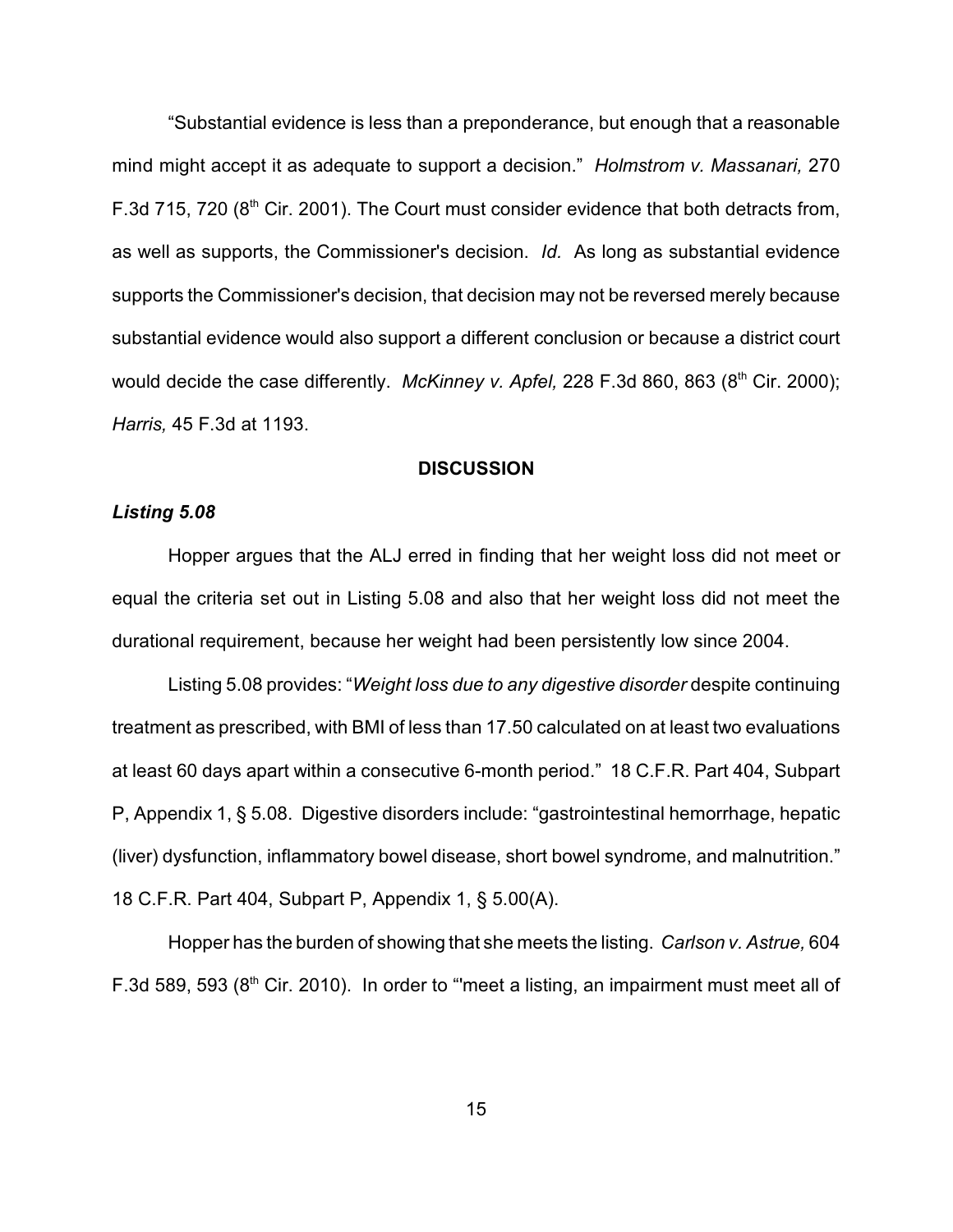"Substantial evidence is less than a preponderance, but enough that a reasonable mind might accept it as adequate to support a decision." *Holmstrom v. Massanari,* 270 F.3d 715, 720 (8th Cir. 2001). The Court must consider evidence that both detracts from, as well as supports, the Commissioner's decision. *Id.* As long as substantial evidence supports the Commissioner's decision, that decision may not be reversed merely because substantial evidence would also support a different conclusion or because a district court would decide the case differently. *McKinney v. Apfel,* 228 F.3d 860, 863 (8th Cir. 2000); *Harris,* 45 F.3d at 1193.

## DISCUSSION

### *Listing 5.08*

Hopper argues that the ALJ erred in finding that her weight loss did not meet or equal the criteria set out in Listing 5.08 and also that her weight loss did not meet the durational requirement, because her weight had been persistently low since 2004.

Listing 5.08 provides: "*Weight loss due to any digestive disorder* despite continuing treatment as prescribed, with BMI of less than 17.50 calculated on at least two evaluations at least 60 days apart within a consecutive 6-month period." 18 C.F.R. Part 404, Subpart P, Appendix 1, § 5.08. Digestive disorders include: "gastrointestinal hemorrhage, hepatic (liver) dysfunction, inflammatory bowel disease, short bowel syndrome, and malnutrition." 18 C.F.R. Part 404, Subpart P, Appendix 1, § 5.00(A).

Hopper has the burden of showing that she meets the listing. *Carlson v. Astrue,* 604 F.3d 589, 593 (8th Cir. 2010). In order to "'meet a listing, an impairment must meet all of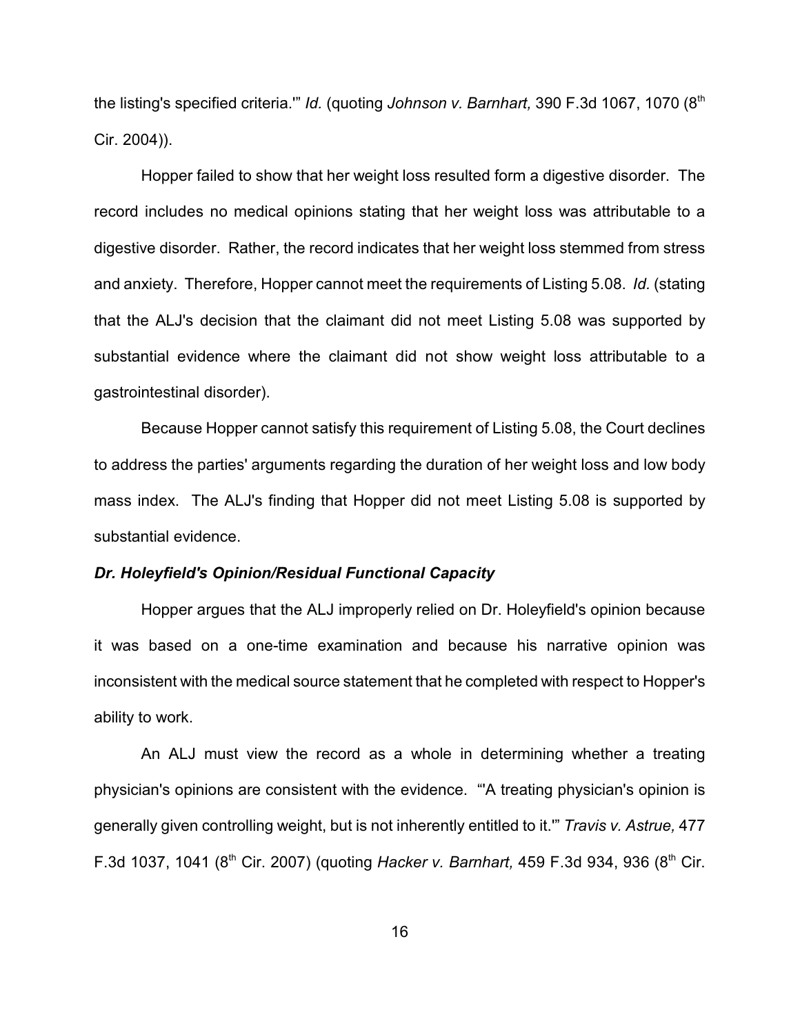the listing's specified criteria.'" *Id.* (quoting *Johnson v. Barnhart,* 390 F.3d 1067, 1070 (8th Cir. 2004)).

Hopper failed to show that her weight loss resulted form a digestive disorder. The record includes no medical opinions stating that her weight loss was attributable to a digestive disorder. Rather, the record indicates that her weight loss stemmed from stress and anxiety. Therefore, Hopper cannot meet the requirements of Listing 5.08. *Id.* (stating that the ALJ's decision that the claimant did not meet Listing 5.08 was supported by substantial evidence where the claimant did not show weight loss attributable to a gastrointestinal disorder).

Because Hopper cannot satisfy this requirement of Listing 5.08, the Court declines to address the parties' arguments regarding the duration of her weight loss and low body mass index. The ALJ's finding that Hopper did not meet Listing 5.08 is supported by substantial evidence.

***Dr. Holeyfield's Opinion/Residual Functional Capacity***

Hopper argues that the ALJ improperly relied on Dr. Holeyfield's opinion because it was based on a one-time examination and because his narrative opinion was inconsistent with the medical source statement that he completed with respect to Hopper's ability to work.

An ALJ must view the record as a whole in determining whether a treating physician's opinions are consistent with the evidence. "'A treating physician's opinion is generally given controlling weight, but is not inherently entitled to it.'" *Travis v. Astrue,* 477 F.3d 1037, 1041 (8th Cir. 2007) (quoting *Hacker v. Barnhart,* 459 F.3d 934, 936 (8th Cir.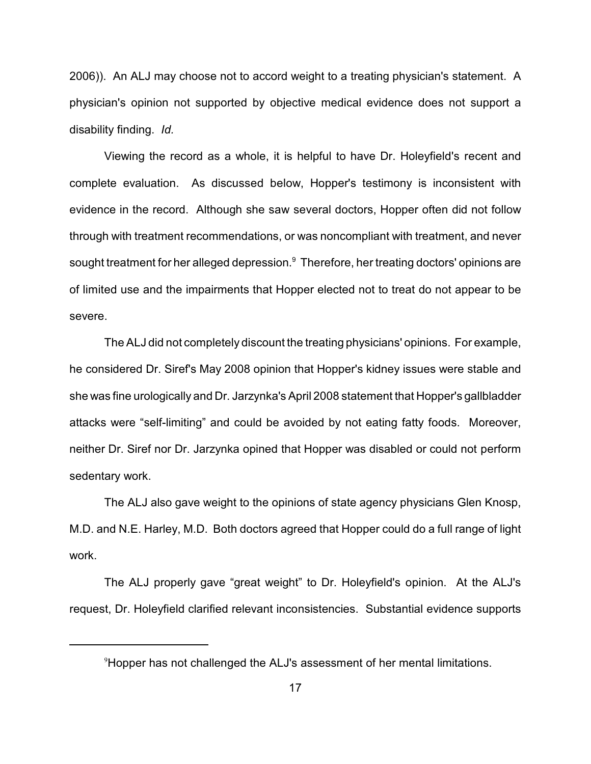2006)). An ALJ may choose not to accord weight to a treating physician's statement. A physician's opinion not supported by objective medical evidence does not support a disability finding. *Id.*

Viewing the record as a whole, it is helpful to have Dr. Holeyfield's recent and complete evaluation. As discussed below, Hopper's testimony is inconsistent with evidence in the record. Although she saw several doctors, Hopper often did not follow through with treatment recommendations, or was noncompliant with treatment, and never sought treatment for her alleged depression.[9] Therefore, her treating doctors' opinions are of limited use and the impairments that Hopper elected not to treat do not appear to be severe.

The ALJ did not completely discount the treating physicians' opinions. For example, he considered Dr. Siref's May 2008 opinion that Hopper's kidney issues were stable and she was fine urologically and Dr. Jarzynka's April 2008 statement that Hopper's gallbladder attacks were "self-limiting" and could be avoided by not eating fatty foods. Moreover, neither Dr. Siref nor Dr. Jarzynka opined that Hopper was disabled or could not perform sedentary work.

The ALJ also gave weight to the opinions of state agency physicians Glen Knosp, M.D. and N.E. Harley, M.D. Both doctors agreed that Hopper could do a full range of light work.

The ALJ properly gave "great weight" to Dr. Holeyfield's opinion. At the ALJ's request, Dr. Holeyfield clarified relevant inconsistencies. Substantial evidence supports

---

[9] Hopper has not challenged the ALJ's assessment of her mental limitations.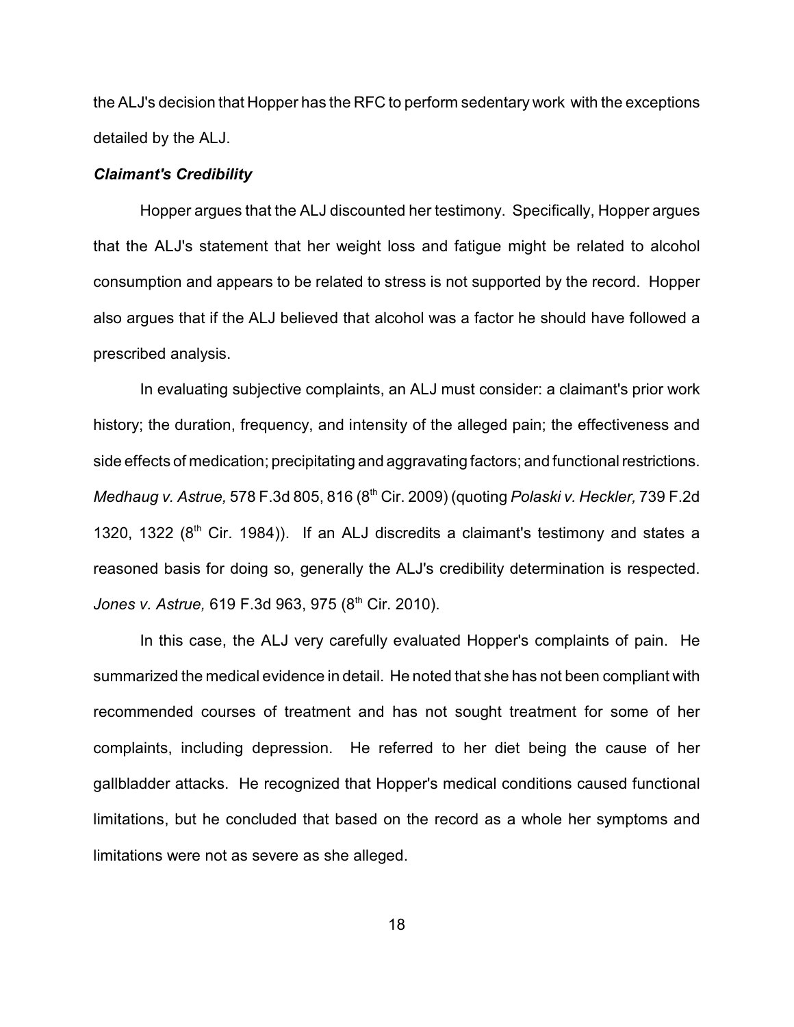the ALJ's decision that Hopper has the RFC to perform sedentary work with the exceptions detailed by the ALJ.

***Claimant's Credibility***

Hopper argues that the ALJ discounted her testimony. Specifically, Hopper argues that the ALJ's statement that her weight loss and fatigue might be related to alcohol consumption and appears to be related to stress is not supported by the record. Hopper also argues that if the ALJ believed that alcohol was a factor he should have followed a prescribed analysis.

In evaluating subjective complaints, an ALJ must consider: a claimant's prior work history; the duration, frequency, and intensity of the alleged pain; the effectiveness and side effects of medication; precipitating and aggravating factors; and functional restrictions. *Medhaug v. Astrue,* 578 F.3d 805, 816 (8th Cir. 2009) (quoting *Polaski v. Heckler,* 739 F.2d 1320, 1322 (8th Cir. 1984)). If an ALJ discredits a claimant's testimony and states a reasoned basis for doing so, generally the ALJ's credibility determination is respected. *Jones v. Astrue,* 619 F.3d 963, 975 (8th Cir. 2010).

In this case, the ALJ very carefully evaluated Hopper's complaints of pain. He summarized the medical evidence in detail. He noted that she has not been compliant with recommended courses of treatment and has not sought treatment for some of her complaints, including depression. He referred to her diet being the cause of her gallbladder attacks. He recognized that Hopper's medical conditions caused functional limitations, but he concluded that based on the record as a whole her symptoms and limitations were not as severe as she alleged.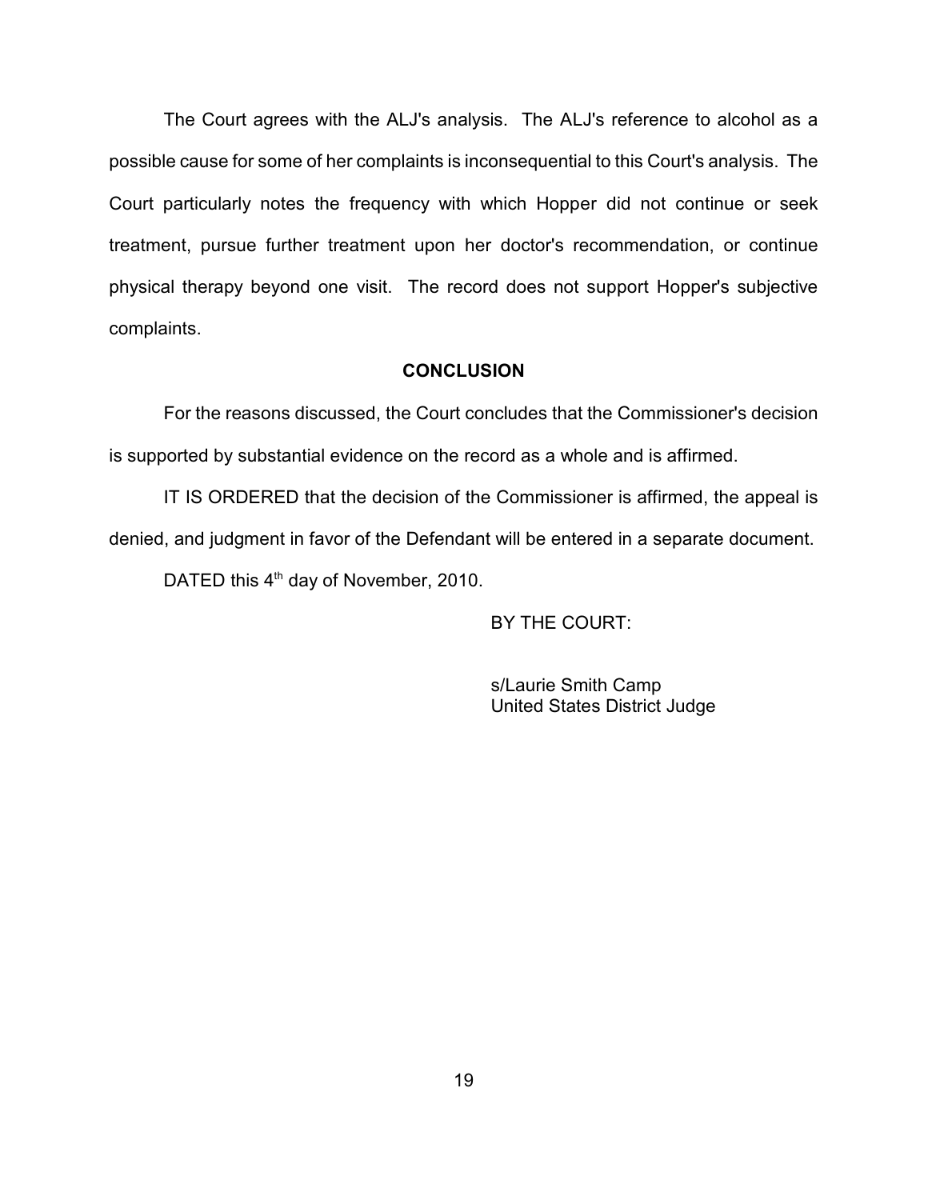The Court agrees with the ALJ's analysis. The ALJ's reference to alcohol as a possible cause for some of her complaints is inconsequential to this Court's analysis. The Court particularly notes the frequency with which Hopper did not continue or seek treatment, pursue further treatment upon her doctor's recommendation, or continue physical therapy beyond one visit. The record does not support Hopper's subjective complaints.

## CONCLUSION

For the reasons discussed, the Court concludes that the Commissioner's decision is supported by substantial evidence on the record as a whole and is affirmed.

IT IS ORDERED that the decision of the Commissioner is affirmed, the appeal is denied, and judgment in favor of the Defendant will be entered in a separate document.

DATED this 4th day of November, 2010.

BY THE COURT:

s/Laurie Smith Camp
United States District Judge